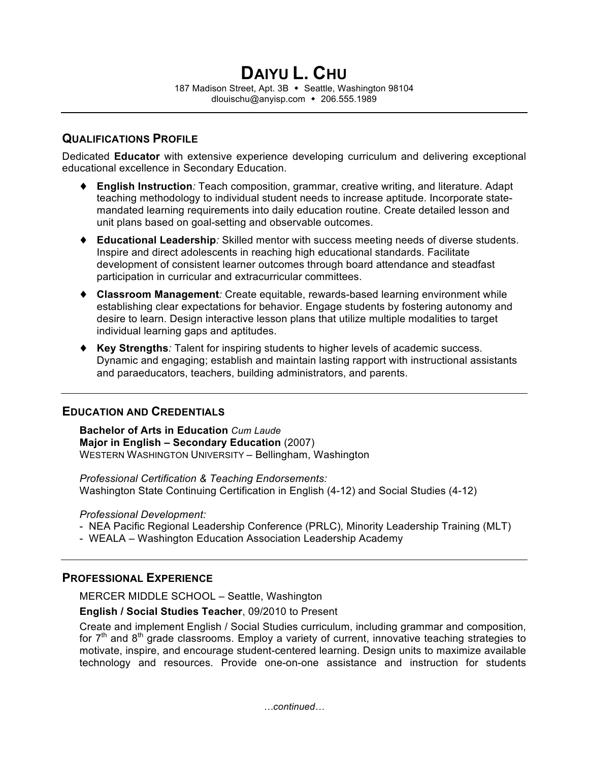# DAIYU L. CHU

187 Madison Street, Apt. 3B ♦ Seattle, Washington 98104
dlouischu@anyisp.com ♦ 206.555.1989

## QUALIFICATIONS PROFILE

Dedicated **Educator** with extensive experience developing curriculum and delivering exceptional educational excellence in Secondary Education.

- **English Instruction***:* Teach composition, grammar, creative writing, and literature. Adapt teaching methodology to individual student needs to increase aptitude. Incorporate state-mandated learning requirements into daily education routine. Create detailed lesson and unit plans based on goal-setting and observable outcomes.
- **Educational Leadership***:* Skilled mentor with success meeting needs of diverse students. Inspire and direct adolescents in reaching high educational standards. Facilitate development of consistent learner outcomes through board attendance and steadfast participation in curricular and extracurricular committees.
- **Classroom Management***:* Create equitable, rewards-based learning environment while establishing clear expectations for behavior. Engage students by fostering autonomy and desire to learn. Design interactive lesson plans that utilize multiple modalities to target individual learning gaps and aptitudes.
- **Key Strengths***:* Talent for inspiring students to higher levels of academic success. Dynamic and engaging; establish and maintain lasting rapport with instructional assistants and paraeducators, teachers, building administrators, and parents.

## EDUCATION AND CREDENTIALS

**Bachelor of Arts in Education** *Cum Laude*
**Major in English – Secondary Education** (2007)
WESTERN WASHINGTON UNIVERSITY – Bellingham, Washington

*Professional Certification & Teaching Endorsements:*
Washington State Continuing Certification in English (4-12) and Social Studies (4-12)

*Professional Development:*
- NEA Pacific Regional Leadership Conference (PRLC), Minority Leadership Training (MLT)
- WEALA – Washington Education Association Leadership Academy

## PROFESSIONAL EXPERIENCE

MERCER MIDDLE SCHOOL – Seattle, Washington

**English / Social Studies Teacher**, 09/2010 to Present

Create and implement English / Social Studies curriculum, including grammar and composition, for 7th and 8th grade classrooms. Employ a variety of current, innovative teaching strategies to motivate, inspire, and encourage student-centered learning. Design units to maximize available technology and resources. Provide one-on-one assistance and instruction for students

*…continued…*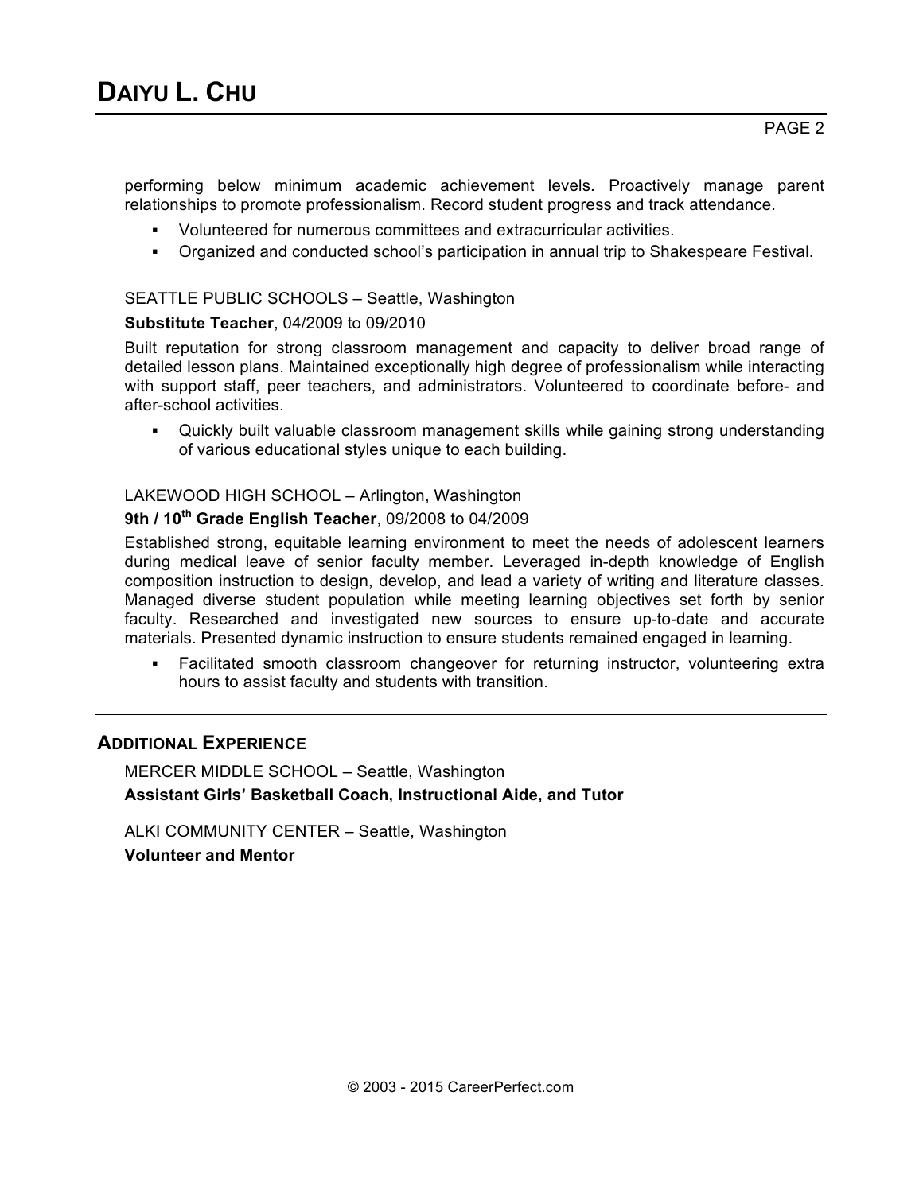performing below minimum academic achievement levels. Proactively manage parent relationships to promote professionalism. Record student progress and track attendance.

- Volunteered for numerous committees and extracurricular activities.
- Organized and conducted school's participation in annual trip to Shakespeare Festival.

SEATTLE PUBLIC SCHOOLS – Seattle, Washington

**Substitute Teacher**, 04/2009 to 09/2010

Built reputation for strong classroom management and capacity to deliver broad range of detailed lesson plans. Maintained exceptionally high degree of professionalism while interacting with support staff, peer teachers, and administrators. Volunteered to coordinate before- and after-school activities.

- Quickly built valuable classroom management skills while gaining strong understanding of various educational styles unique to each building.

LAKEWOOD HIGH SCHOOL – Arlington, Washington

**9th / 10th Grade English Teacher**, 09/2008 to 04/2009

Established strong, equitable learning environment to meet the needs of adolescent learners during medical leave of senior faculty member. Leveraged in-depth knowledge of English composition instruction to design, develop, and lead a variety of writing and literature classes. Managed diverse student population while meeting learning objectives set forth by senior faculty. Researched and investigated new sources to ensure up-to-date and accurate materials. Presented dynamic instruction to ensure students remained engaged in learning.

- Facilitated smooth classroom changeover for returning instructor, volunteering extra hours to assist faculty and students with transition.

## ADDITIONAL EXPERIENCE

MERCER MIDDLE SCHOOL – Seattle, Washington

**Assistant Girls' Basketball Coach, Instructional Aide, and Tutor**

ALKI COMMUNITY CENTER – Seattle, Washington

**Volunteer and Mentor**

© 2003 - 2015 CareerPerfect.com